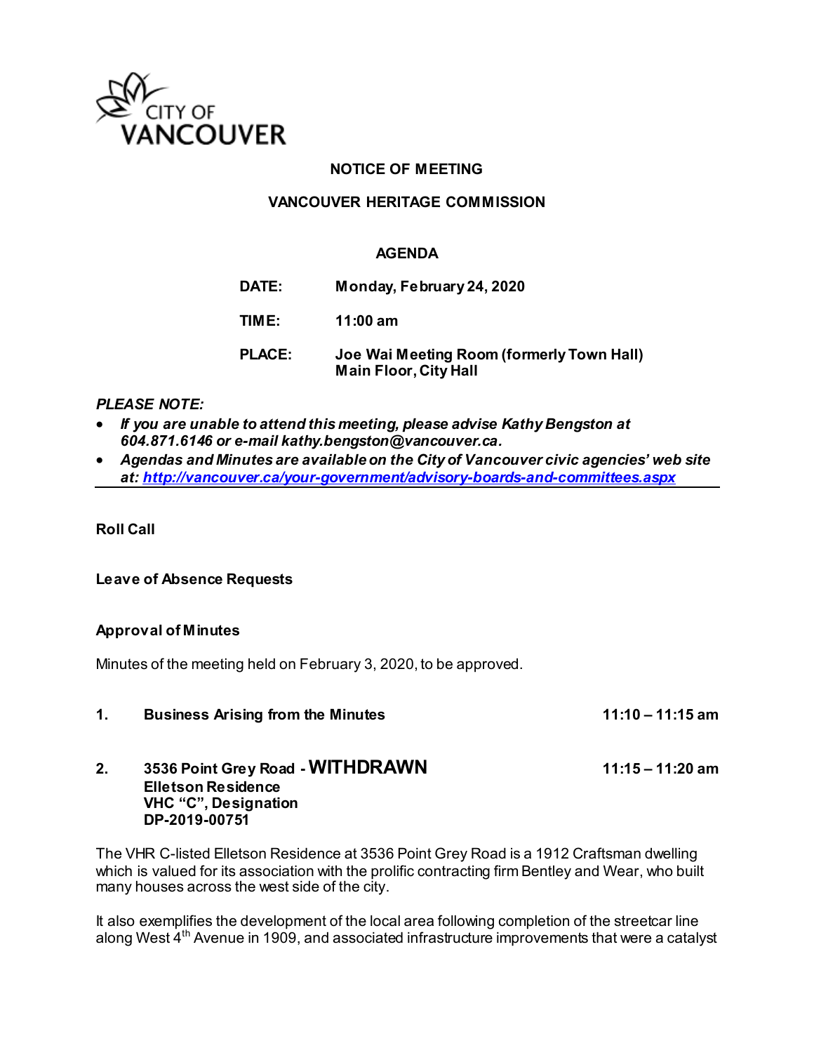CITY OF VANCOUVER

# NOTICE OF MEETING

## VANCOUVER HERITAGE COMMISSION

### AGENDA

| | |
|---|---|
| **DATE:** | **Monday, February 24, 2020** |
| **TIME:** | **11:00 am** |
| **PLACE:** | **Joe Wai Meeting Room (formerly Town Hall)**<br>**Main Floor, City Hall** |

***PLEASE NOTE:***

- ***If you are unable to attend this meeting, please advise Kathy Bengston at 604.871.6146 or e-mail kathy.bengston@vancouver.ca.***
- ***Agendas and Minutes are available on the City of Vancouver civic agencies' web site at: [http://vancouver.ca/your-government/advisory-boards-and-committees.aspx](http://vancouver.ca/your-government/advisory-boards-and-committees.aspx)***

---

**Roll Call**

**Leave of Absence Requests**

**Approval of Minutes**

Minutes of the meeting held on February 3, 2020, to be approved.

**1. Business Arising from the Minutes** **11:10 – 11:15 am**

**2. 3536 Point Grey Road - WITHDRAWN** **11:15 – 11:20 am**
**Elletson Residence**
**VHC "C", Designation**
**DP-2019-00751**

The VHR C-listed Elletson Residence at 3536 Point Grey Road is a 1912 Craftsman dwelling which is valued for its association with the prolific contracting firm Bentley and Wear, who built many houses across the west side of the city.

It also exemplifies the development of the local area following completion of the streetcar line along West 4th Avenue in 1909, and associated infrastructure improvements that were a catalyst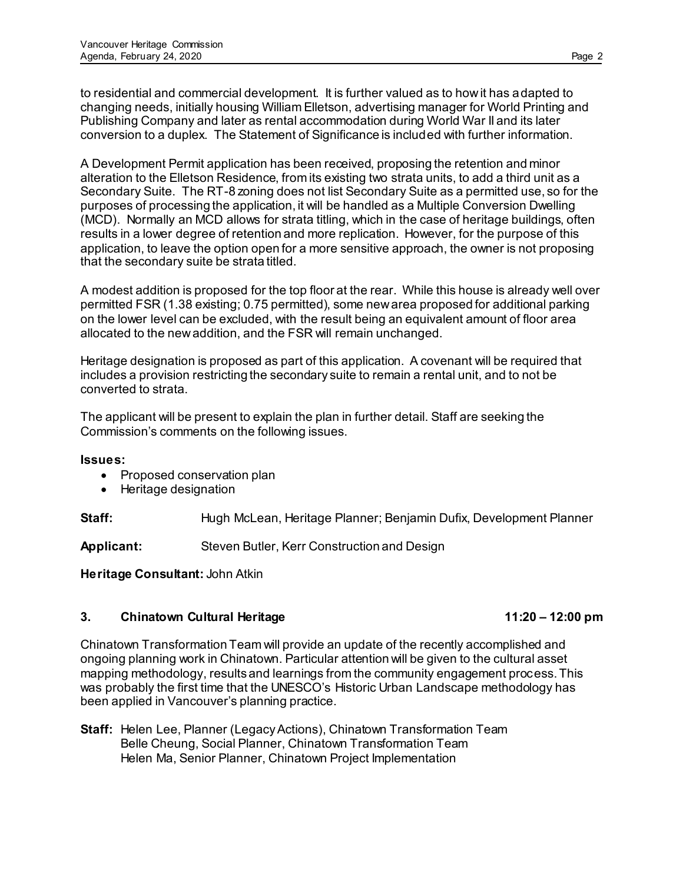to residential and commercial development. It is further valued as to how it has adapted to changing needs, initially housing William Elletson, advertising manager for World Printing and Publishing Company and later as rental accommodation during World War II and its later conversion to a duplex. The Statement of Significance is included with further information.

A Development Permit application has been received, proposing the retention and minor alteration to the Elletson Residence, from its existing two strata units, to add a third unit as a Secondary Suite. The RT-8 zoning does not list Secondary Suite as a permitted use, so for the purposes of processing the application, it will be handled as a Multiple Conversion Dwelling (MCD). Normally an MCD allows for strata titling, which in the case of heritage buildings, often results in a lower degree of retention and more replication. However, for the purpose of this application, to leave the option open for a more sensitive approach, the owner is not proposing that the secondary suite be strata titled.

A modest addition is proposed for the top floor at the rear. While this house is already well over permitted FSR (1.38 existing; 0.75 permitted), some new area proposed for additional parking on the lower level can be excluded, with the result being an equivalent amount of floor area allocated to the new addition, and the FSR will remain unchanged.

Heritage designation is proposed as part of this application. A covenant will be required that includes a provision restricting the secondary suite to remain a rental unit, and to not be converted to strata.

The applicant will be present to explain the plan in further detail. Staff are seeking the Commission's comments on the following issues.

**Issues:**

- Proposed conservation plan
- Heritage designation

**Staff:** Hugh McLean, Heritage Planner; Benjamin Dufix, Development Planner

**Applicant:** Steven Butler, Kerr Construction and Design

**Heritage Consultant:** John Atkin

### 3. Chinatown Cultural Heritage — 11:20 – 12:00 pm

Chinatown Transformation Team will provide an update of the recently accomplished and ongoing planning work in Chinatown. Particular attention will be given to the cultural asset mapping methodology, results and learnings from the community engagement process. This was probably the first time that the UNESCO's Historic Urban Landscape methodology has been applied in Vancouver's planning practice.

**Staff:** Helen Lee, Planner (Legacy Actions), Chinatown Transformation Team
Belle Cheung, Social Planner, Chinatown Transformation Team
Helen Ma, Senior Planner, Chinatown Project Implementation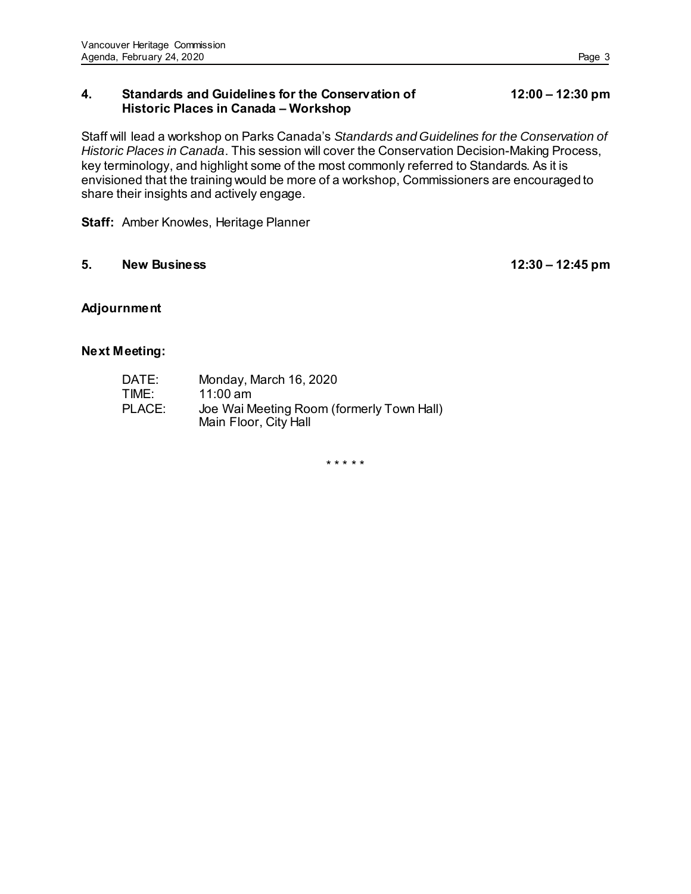## 4. Standards and Guidelines for the Conservation of Historic Places in Canada – Workshop — 12:00 – 12:30 pm

Staff will lead a workshop on Parks Canada's *Standards and Guidelines for the Conservation of Historic Places in Canada*. This session will cover the Conservation Decision-Making Process, key terminology, and highlight some of the most commonly referred to Standards. As it is envisioned that the training would be more of a workshop, Commissioners are encouraged to share their insights and actively engage.

**Staff:** Amber Knowles, Heritage Planner

## 5. New Business — 12:30 – 12:45 pm

**Adjournment**

**Next Meeting:**

DATE: Monday, March 16, 2020
TIME: 11:00 am
PLACE: Joe Wai Meeting Room (formerly Town Hall)
Main Floor, City Hall

\* \* \* \* \*